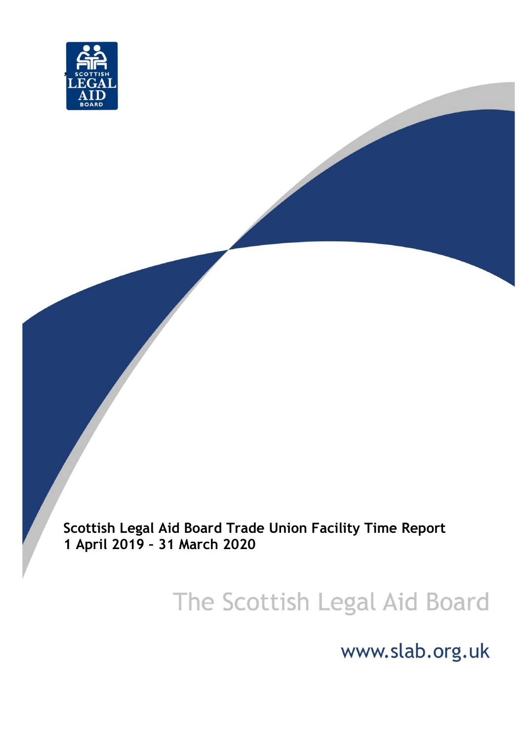**Scottish Legal Aid Board Trade Union Facility Time Report**
**1 April 2019 – 31 March 2020**

The Scottish Legal Aid Board

www.slab.org.uk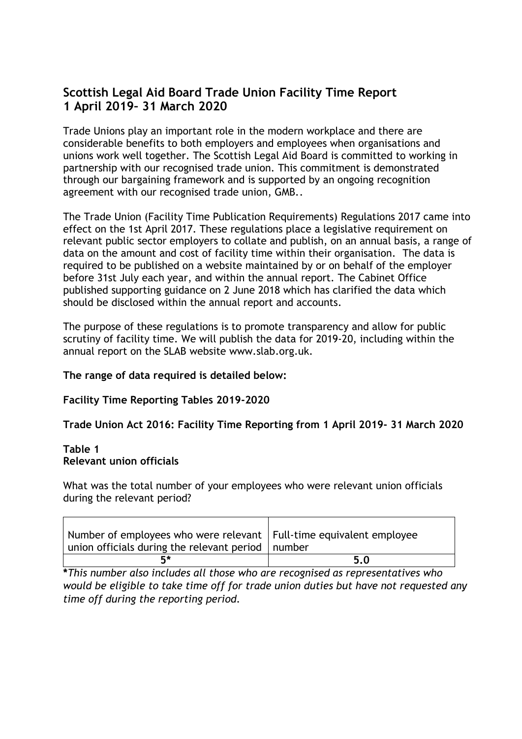# Scottish Legal Aid Board Trade Union Facility Time Report 1 April 2019– 31 March 2020

Trade Unions play an important role in the modern workplace and there are considerable benefits to both employers and employees when organisations and unions work well together. The Scottish Legal Aid Board is committed to working in partnership with our recognised trade union. This commitment is demonstrated through our bargaining framework and is supported by an ongoing recognition agreement with our recognised trade union, GMB..

The Trade Union (Facility Time Publication Requirements) Regulations 2017 came into effect on the 1st April 2017. These regulations place a legislative requirement on relevant public sector employers to collate and publish, on an annual basis, a range of data on the amount and cost of facility time within their organisation. The data is required to be published on a website maintained by or on behalf of the employer before 31st July each year, and within the annual report. The Cabinet Office published supporting guidance on 2 June 2018 which has clarified the data which should be disclosed within the annual report and accounts.

The purpose of these regulations is to promote transparency and allow for public scrutiny of facility time. We will publish the data for 2019-20, including within the annual report on the SLAB website www.slab.org.uk.

**The range of data required is detailed below:**

**Facility Time Reporting Tables 2019-2020**

**Trade Union Act 2016: Facility Time Reporting from 1 April 2019- 31 March 2020**

**Table 1**
**Relevant union officials**

What was the total number of your employees who were relevant union officials during the relevant period?

| Number of employees who were relevant union officials during the relevant period | Full-time equivalent employee number |
|---|---|
| **5*** | **5.0** |

***This number also includes all those who are recognised as representatives who would be eligible to take time off for trade union duties but have not requested any time off during the reporting period.*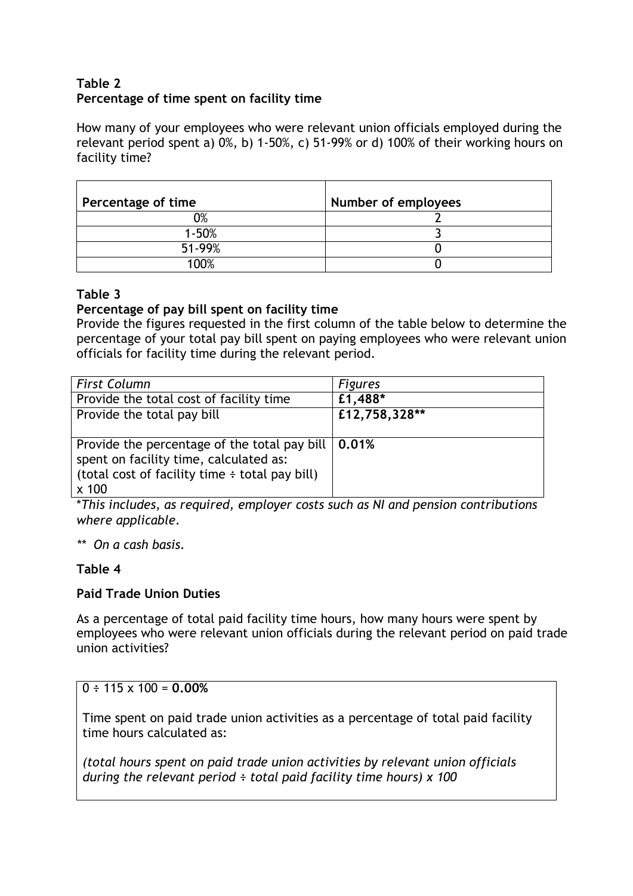**Table 2**
**Percentage of time spent on facility time**

How many of your employees who were relevant union officials employed during the relevant period spent a) 0%, b) 1-50%, c) 51-99% or d) 100% of their working hours on facility time?

| Percentage of time | Number of employees |
|---|---|
| 0% | 2 |
| 1-50% | 3 |
| 51-99% | 0 |
| 100% | 0 |

**Table 3**
**Percentage of pay bill spent on facility time**

Provide the figures requested in the first column of the table below to determine the percentage of your total pay bill spent on paying employees who were relevant union officials for facility time during the relevant period.

| *First Column* | *Figures* |
|---|---|
| Provide the total cost of facility time | **£1,488*** |
| Provide the total pay bill | **£12,758,328**** |
| Provide the percentage of the total pay bill spent on facility time, calculated as: (total cost of facility time ÷ total pay bill) x 100 | **0.01%** |

**This includes, as required, employer costs such as NI and pension contributions where applicable.*

*** On a cash basis.*

**Table 4**

**Paid Trade Union Duties**

As a percentage of total paid facility time hours, how many hours were spent by employees who were relevant union officials during the relevant period on paid trade union activities?

0 ÷ 115 x 100 = **0.00%**

Time spent on paid trade union activities as a percentage of total paid facility time hours calculated as:

*(total hours spent on paid trade union activities by relevant union officials during the relevant period ÷ total paid facility time hours) x 100*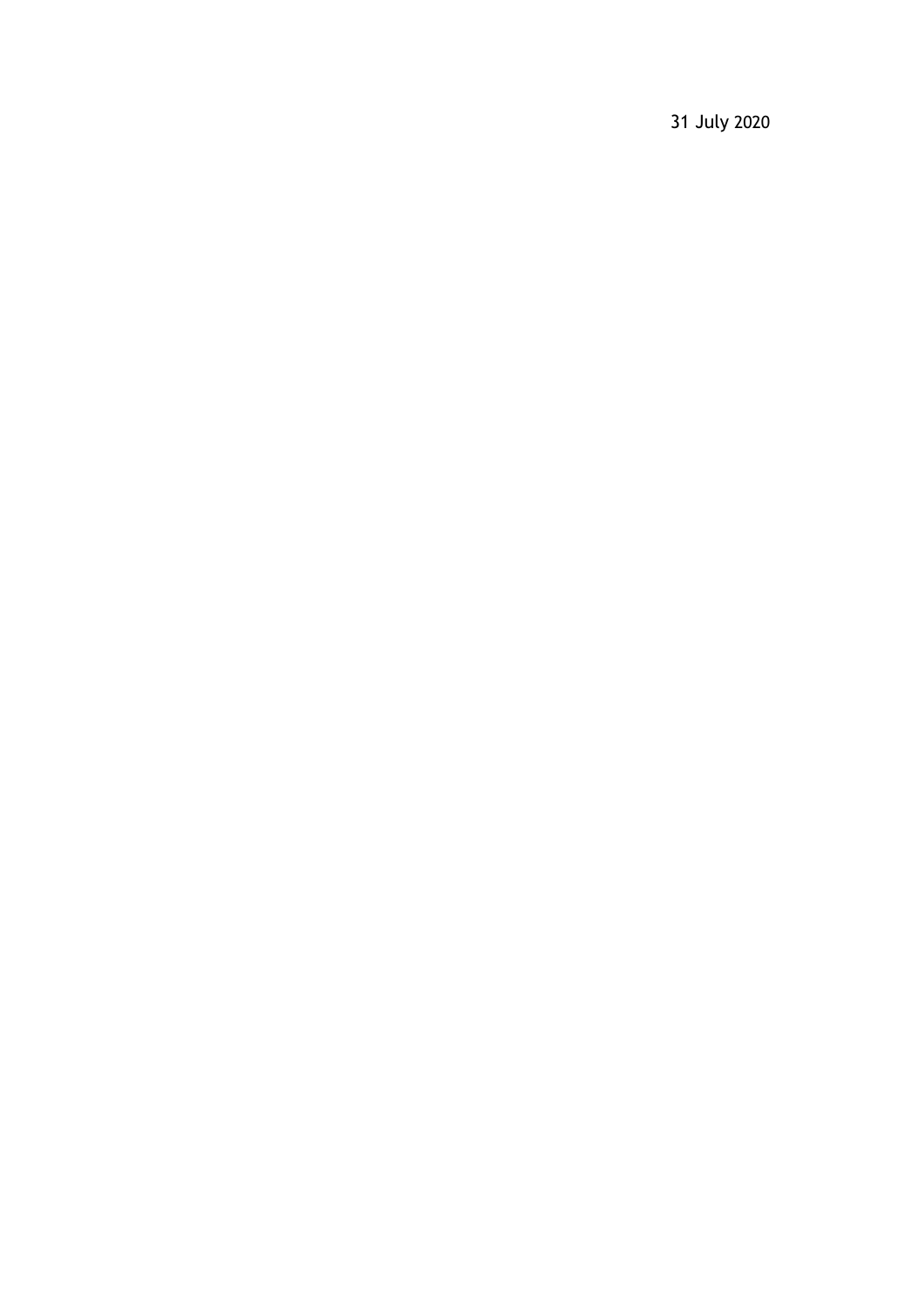31 July 2020